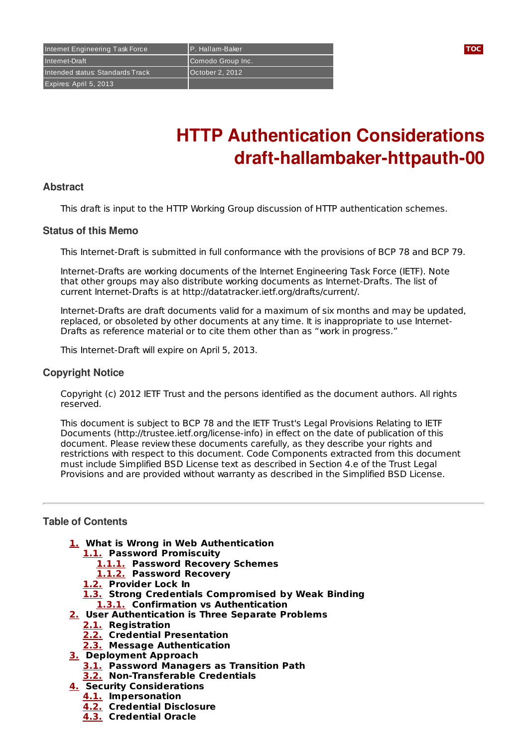| Internet Engineering Task Force | P. Hallam-Baker |
| --- | --- |
| Internet-Draft | Comodo Group Inc. |
| Intended status: Standards Track | October 2, 2012 |
| Expires: April 5, 2013 | |

# HTTP Authentication Considerations draft-hallambaker-httpauth-00

### Abstract

This draft is input to the HTTP Working Group discussion of HTTP authentication schemes.

### Status of this Memo

This Internet-Draft is submitted in full conformance with the provisions of BCP 78 and BCP 79.

Internet-Drafts are working documents of the Internet Engineering Task Force (IETF). Note that other groups may also distribute working documents as Internet-Drafts. The list of current Internet-Drafts is at http://datatracker.ietf.org/drafts/current/.

Internet-Drafts are draft documents valid for a maximum of six months and may be updated, replaced, or obsoleted by other documents at any time. It is inappropriate to use Internet-Drafts as reference material or to cite them other than as “work in progress.”

This Internet-Draft will expire on April 5, 2013.

### Copyright Notice

Copyright (c) 2012 IETF Trust and the persons identified as the document authors. All rights reserved.

This document is subject to BCP 78 and the IETF Trust's Legal Provisions Relating to IETF Documents (http://trustee.ietf.org/license-info) in effect on the date of publication of this document. Please review these documents carefully, as they describe your rights and restrictions with respect to this document. Code Components extracted from this document must include Simplified BSD License text as described in Section 4.e of the Trust Legal Provisions and are provided without warranty as described in the Simplified BSD License.

---

### Table of Contents

- **1.** What is Wrong in Web Authentication
  - **1.1.** Password Promiscuity
    - **1.1.1.** Password Recovery Schemes
    - **1.1.2.** Password Recovery
  - **1.2.** Provider Lock In
  - **1.3.** Strong Credentials Compromised by Weak Binding
    - **1.3.1.** Confirmation vs Authentication
- **2.** User Authentication is Three Separate Problems
  - **2.1.** Registration
  - **2.2.** Credential Presentation
  - **2.3.** Message Authentication
- **3.** Deployment Approach
  - **3.1.** Password Managers as Transition Path
  - **3.2.** Non-Transferable Credentials
- **4.** Security Considerations
  - **4.1.** Impersonation
  - **4.2.** Credential Disclosure
  - **4.3.** Credential Oracle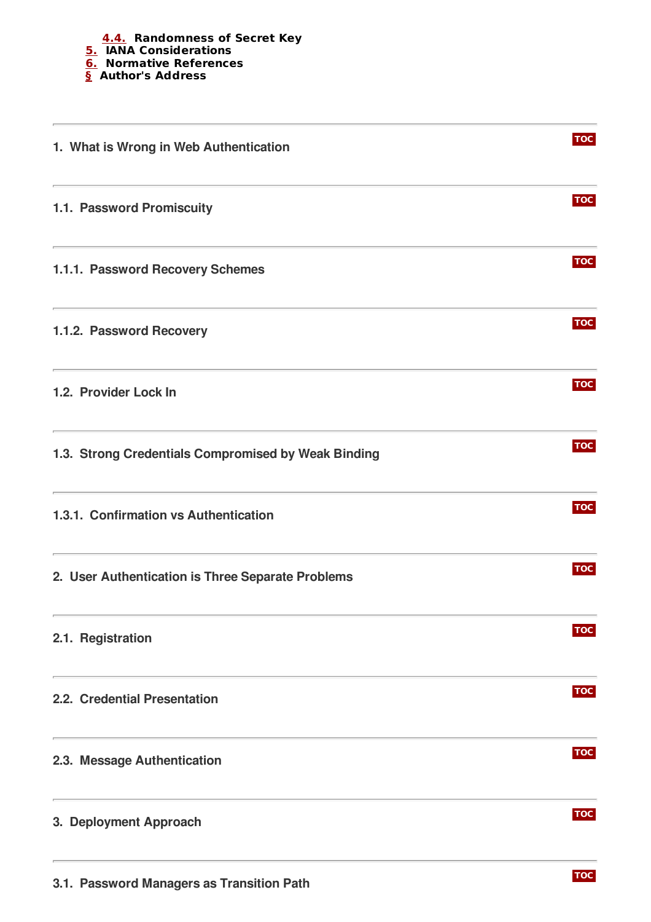- 4.4. Randomness of Secret Key
- 5. IANA Considerations
- 6. Normative References
- § Author's Address

## 1. What is Wrong in Web Authentication

### 1.1. Password Promiscuity

#### 1.1.1. Password Recovery Schemes

#### 1.1.2. Password Recovery

### 1.2. Provider Lock In

### 1.3. Strong Credentials Compromised by Weak Binding

#### 1.3.1. Confirmation vs Authentication

## 2. User Authentication is Three Separate Problems

### 2.1. Registration

### 2.2. Credential Presentation

### 2.3. Message Authentication

## 3. Deployment Approach

### 3.1. Password Managers as Transition Path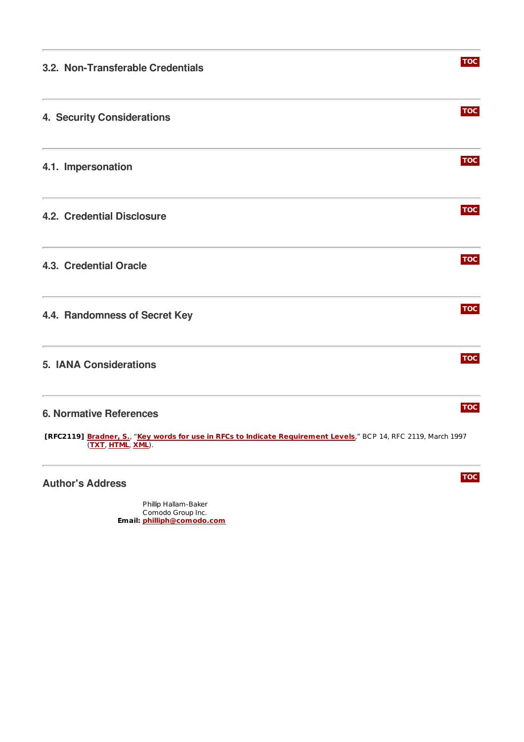### 3.2. Non-Transferable Credentials

## 4. Security Considerations

### 4.1. Impersonation

### 4.2. Credential Disclosure

### 4.3. Credential Oracle

### 4.4. Randomness of Secret Key

## 5. IANA Considerations

## 6. Normative References

**[RFC2119]** Bradner, S., "Key words for use in RFCs to Indicate Requirement Levels," BCP 14, RFC 2119, March 1997 (TXT, HTML, XML).

## Author's Address

Phillip Hallam-Baker
Comodo Group Inc.
**Email:** phillip@comodo.com